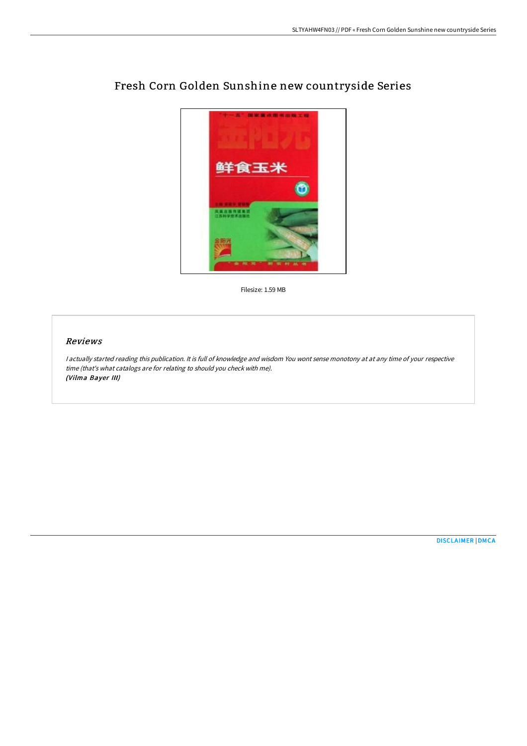# Fresh Corn Golden Sunshine new countryside Series

Filesize: 1.59 MB

## *Reviews*

*I actually started reading this publication. It is full of knowledge and wisdom You wont sense monotony at at any time of your respective time (that's what catalogs are for relating to should you check with me).*
***(Vilma Bayer III)***

DISCLAIMER | DMCA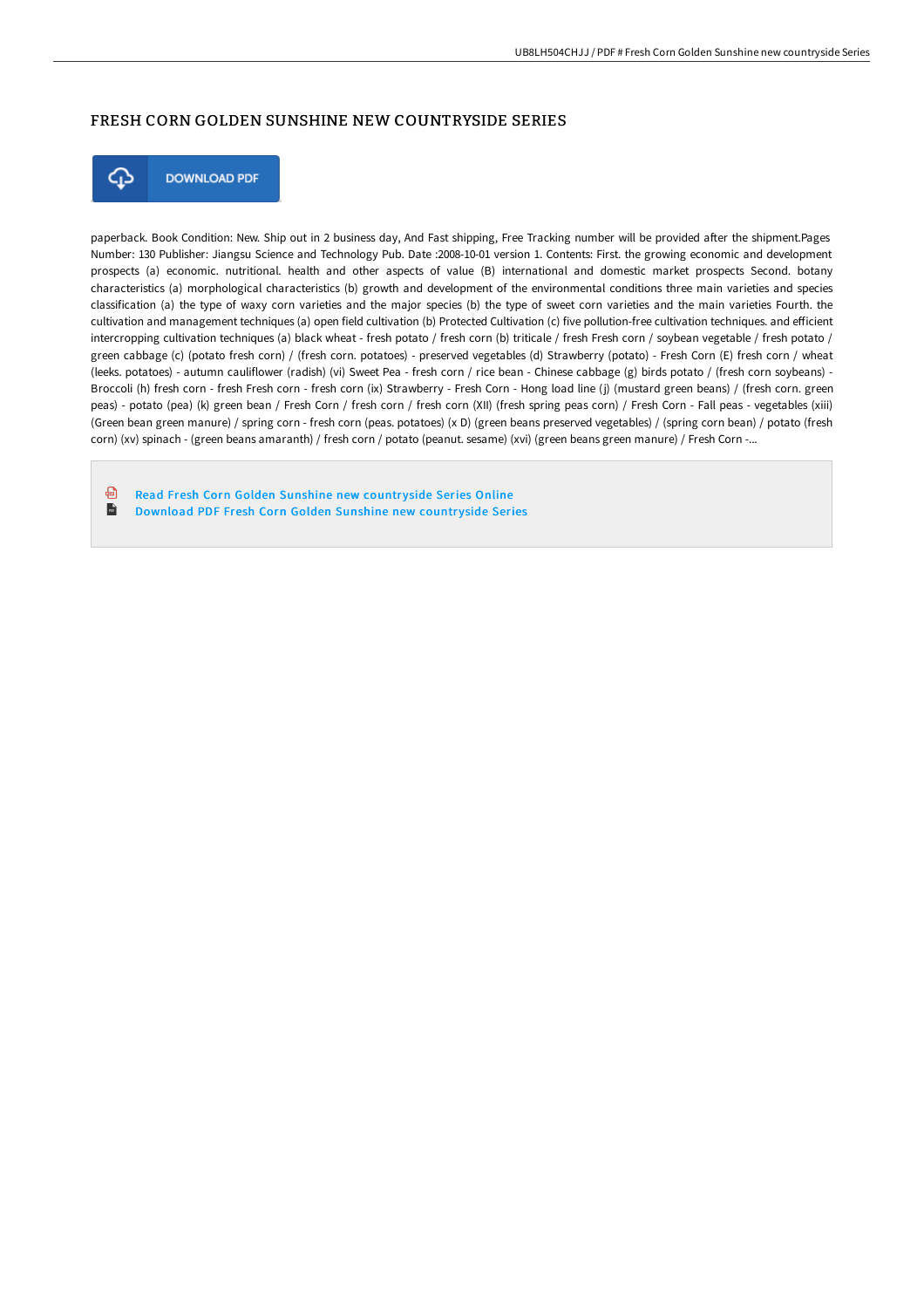# FRESH CORN GOLDEN SUNSHINE NEW COUNTRYSIDE SERIES

DOWNLOAD PDF

paperback. Book Condition: New. Ship out in 2 business day, And Fast shipping, Free Tracking number will be provided after the shipment.Pages Number: 130 Publisher: Jiangsu Science and Technology Pub. Date :2008-10-01 version 1. Contents: First. the growing economic and development prospects (a) economic. nutritional. health and other aspects of value (B) international and domestic market prospects Second. botany characteristics (a) morphological characteristics (b) growth and development of the environmental conditions three main varieties and species classification (a) the type of waxy corn varieties and the major species (b) the type of sweet corn varieties and the main varieties Fourth. the cultivation and management techniques (a) open field cultivation (b) Protected Cultivation (c) five pollution-free cultivation techniques. and efficient intercropping cultivation techniques (a) black wheat - fresh potato / fresh corn (b) triticale / fresh Fresh corn / soybean vegetable / fresh potato / green cabbage (c) (potato fresh corn) / (fresh corn. potatoes) - preserved vegetables (d) Strawberry (potato) - Fresh Corn (E) fresh corn / wheat (leeks. potatoes) - autumn cauliflower (radish) (vi) Sweet Pea - fresh corn / rice bean - Chinese cabbage (g) birds potato / (fresh corn soybeans) - Broccoli (h) fresh corn - fresh Fresh corn - fresh corn (ix) Strawberry - Fresh Corn - Hong load line (j) (mustard green beans) / (fresh corn. green peas) - potato (pea) (k) green bean / Fresh Corn / fresh corn / fresh corn (XII) (fresh spring peas corn) / Fresh Corn - Fall peas - vegetables (xiii) (Green bean green manure) / spring corn - fresh corn (peas. potatoes) (x D) (green beans preserved vegetables) / (spring corn bean) / potato (fresh corn) (xv) spinach - (green beans amaranth) / fresh corn / potato (peanut. sesame) (xvi) (green beans green manure) / Fresh Corn -...

Read Fresh Corn Golden Sunshine new countryside Series Online
Download PDF Fresh Corn Golden Sunshine new countryside Series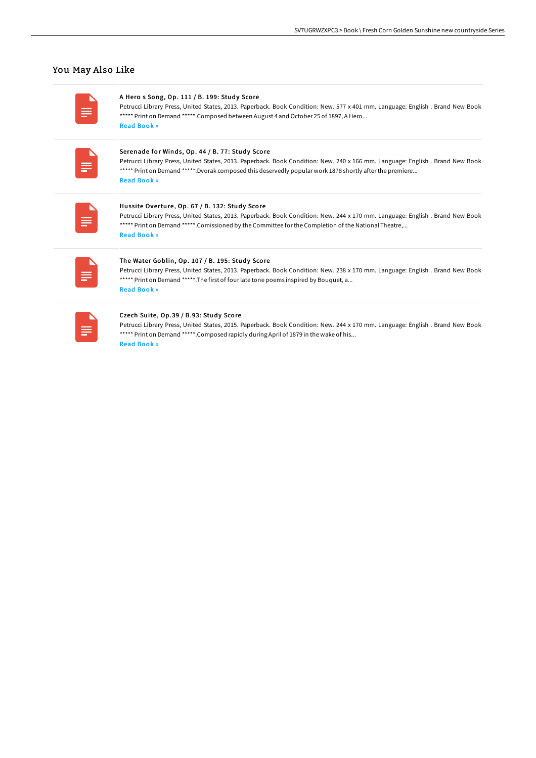## You May Also Like

### A Hero s Song, Op. 111 / B. 199: Study Score

Petrucci Library Press, United States, 2013. Paperback. Book Condition: New. 577 x 401 mm. Language: English . Brand New Book ***** Print on Demand *****.Composed between August 4 and October 25 of 1897, A Hero...

Read Book »

### Serenade for Winds, Op. 44 / B. 77: Study Score

Petrucci Library Press, United States, 2013. Paperback. Book Condition: New. 240 x 166 mm. Language: English . Brand New Book ***** Print on Demand *****.Dvorak composed this deservedly popular work 1878 shortly after the premiere...

Read Book »

### Hussite Overture, Op. 67 / B. 132: Study Score

Petrucci Library Press, United States, 2013. Paperback. Book Condition: New. 244 x 170 mm. Language: English . Brand New Book ***** Print on Demand *****.Comissioned by the Committee for the Completion of the National Theatre,...

Read Book »

### The Water Goblin, Op. 107 / B. 195: Study Score

Petrucci Library Press, United States, 2013. Paperback. Book Condition: New. 238 x 170 mm. Language: English . Brand New Book ***** Print on Demand *****.The first of four late tone poems inspired by Bouquet, a...

Read Book »

### Czech Suite, Op.39 / B.93: Study Score

Petrucci Library Press, United States, 2015. Paperback. Book Condition: New. 244 x 170 mm. Language: English . Brand New Book ***** Print on Demand *****.Composed rapidly during April of 1879 in the wake of his...

Read Book »